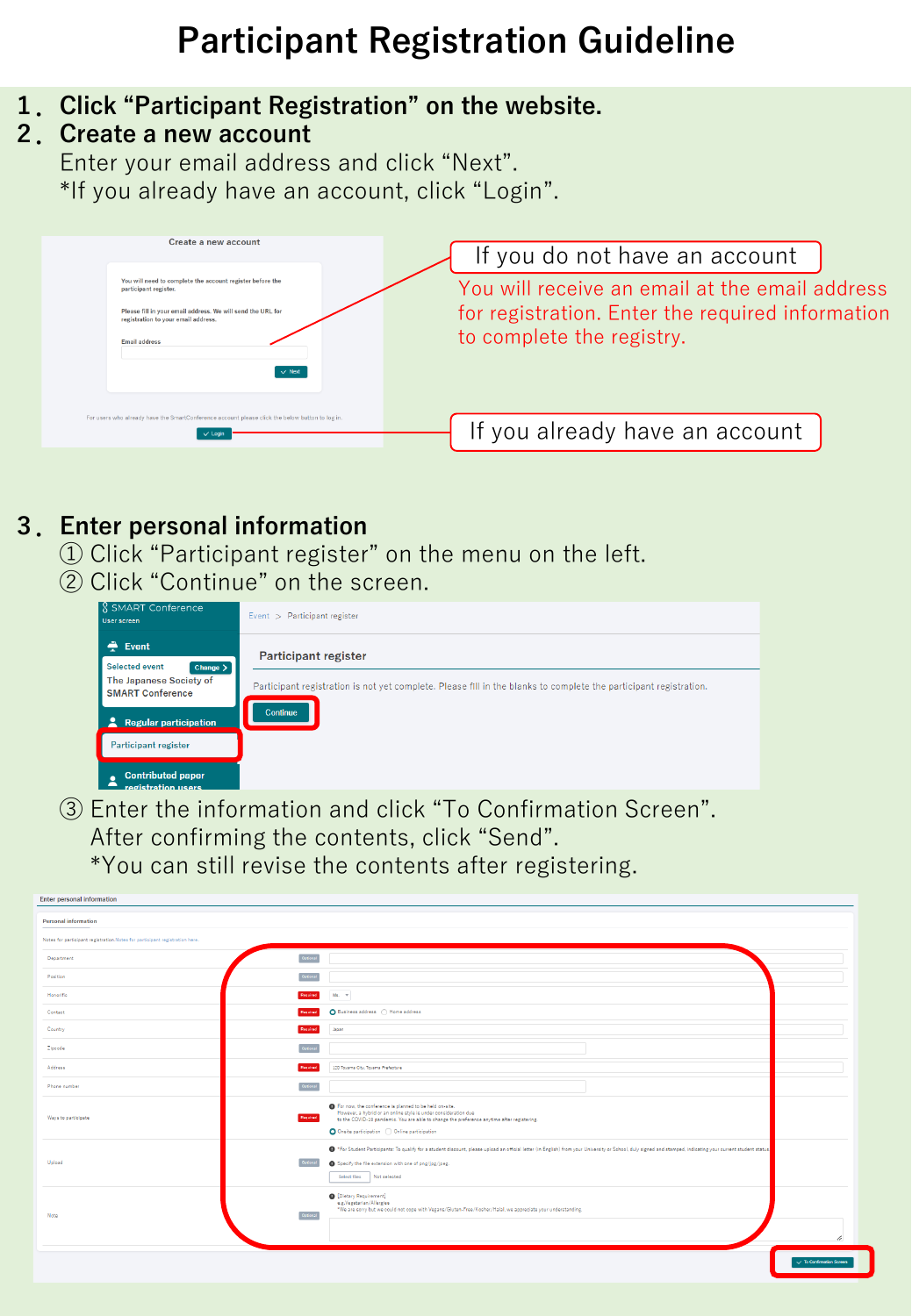# Participant Registration Guideline

1. **Click "Participant Registration" on the website.**
2. **Create a new account**

   Enter your email address and click "Next".
   *If you already have an account, click "Login".

Create a new account

You will need to complete the account register before the participant register.

Please fill in your email address. We will send the URL for registration to your email address.

Email address

Next

For users who already have the SmartConference account please click the below button to log in.

Login

**If you do not have an account**

You will receive an email at the email address for registration. Enter the required information to complete the registry.

**If you already have an account**

3. **Enter personal information**

   ① Click "Participant register" on the menu on the left.
   ② Click "Continue" on the screen.

SMART Conference
User screen

Event
Selected event — Change
The Japanese Society of SMART Conference

Regular participation
Participant register

Contributed paper registration users

Event > Participant register

Participant register

Participant registration is not yet complete. Please fill in the blanks to complete the participant registration.

Continue

   ③ Enter the information and click "To Confirmation Screen".
   After confirming the contents, click "Send".
   *You can still revise the contents after registering.

Enter personal information

Personal information

Notes for participant registration Notes for participant registration here.

| Field | | Input |
|---|---|---|
| Department | Optional | |
| Position | Optional | |
| Honorific | Required | Ms |
| Contact | Required | Business address / Home address |
| Country | Required | Japan |
| Zipcode | Optional | |
| Address | Required | 123 Toyama City, Toyama Prefecture |
| Phone number | Optional | |
| Ways to participate | Required | For now, the conference is planned to be held on-site. However, a hybrid or an online style is under consideration due to the COVID-19 pandemic. You are able to change the preference anytime after registering. Onsite participation / Online participation |
| Upload | Optional | *For Student Participants: To qualify for a student discount, please upload an official letter (in English) from your University or School, duly signed and stamped, indicating your current student status. Specify the file extension with one of png/jpg/jpeg. Select files / Not selected |
| Note | Optional | [Dietary Requirement] e.g. Vegetarian/Allergies *We are sorry but we could not cope with Vegans/Gluten-Free/Kosher/Halal, we appreciate your understanding. |

To Confirmation Screen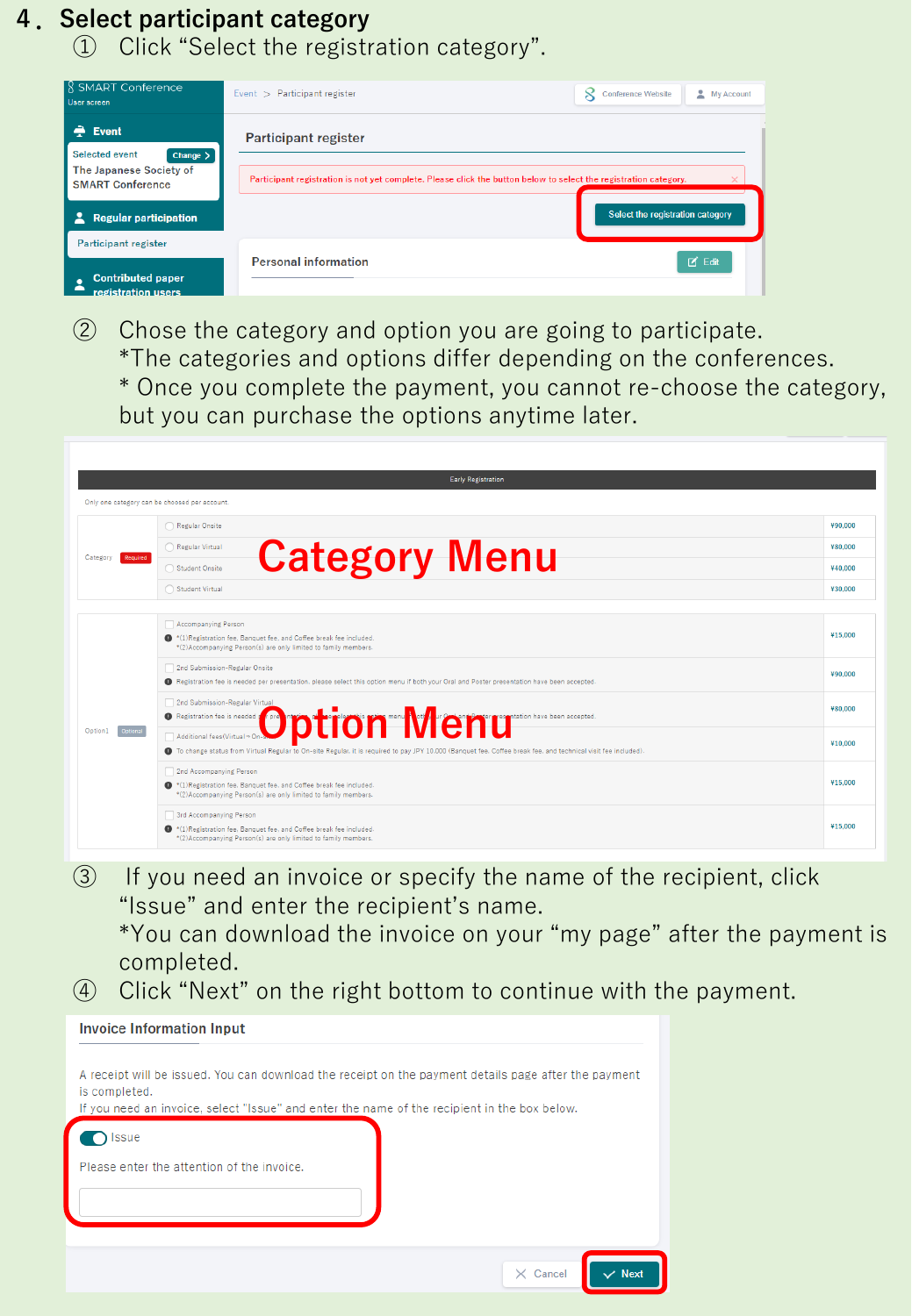## 4. Select participant category

① Click "Select the registration category".

SMART Conference
User screen

Event > Participant register

Conference Website | My Account

Event

Selected event [Change >]
The Japanese Society of SMART Conference

Regular participation

Participant register

Contributed paper registration users

**Participant register**

Participant registration is not yet complete. Please click the button below to select the registration category.

[Select the registration category]

Personal information [Edit]

② Chose the category and option you are going to participate.
*The categories and options differ depending on the conferences.
* Once you complete the payment, you cannot re-choose the category, but you can purchase the options anytime later.

Early Registration

Only one category can be choosed per account.

| Category Required | | |
|---|---|---|
| | Regular Onsite | ¥90,000 |
| | Regular Virtual | ¥80,000 |
| | Student Onsite | ¥40,000 |
| | Student Virtual | ¥30,000 |

**Category Menu**

| Option1 Optional | | |
|---|---|---|
| | Accompanying Person<br>*(1)Registration fee, Banquet fee, and Coffee break fee included.<br>*(2)Accompanying Person(s) are only limited to family members. | ¥15,000 |
| | 2nd Submission-Regular Onsite<br>Registration fee is needed per presentation, please select this option menu if both your Oral and Poster presentation have been accepted. | ¥90,000 |
| | 2nd Submission-Regular Virtual<br>Registration fee is needed per presentation, please select this option menu if both your Oral and Poster presentation have been accepted. | ¥80,000 |
| | Additional fees(Virtual→On-site)<br>To change status from Virtual Regular to On-site Regular, it is required to pay JPY 10,000 (Banquet fee, Coffee break fee, and technical visit fee included). | ¥10,000 |
| | 2nd Accompanying Person<br>*(1)Registration fee, Banquet fee, and Coffee break fee included.<br>*(2)Accompanying Person(s) are only limited to family members. | ¥15,000 |
| | 3rd Accompanying Person<br>*(1)Registration fee, Banquet fee, and Coffee break fee included.<br>*(2)Accompanying Person(s) are only limited to family members. | ¥15,000 |

**Option Menu**

③ If you need an invoice or specify the name of the recipient, click "Issue" and enter the recipient's name.
*You can download the invoice on your "my page" after the payment is completed.

④ Click "Next" on the right bottom to continue with the payment.

**Invoice Information Input**

A receipt will be issued. You can download the receipt on the payment details page after the payment is completed.
If you need an invoice, select "Issue" and enter the name of the recipient in the box below.

Issue

Please enter the attention of the invoice.

[Cancel] [Next]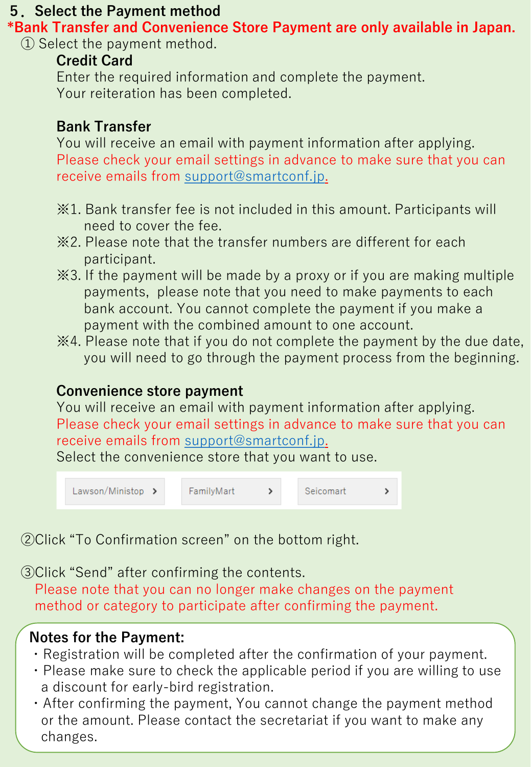## 5．Select the Payment method

**\*Bank Transfer and Convenience Store Payment are only available in Japan.**

① Select the payment method.

**Credit Card**

Enter the required information and complete the payment.
Your reiteration has been completed.

**Bank Transfer**

You will receive an email with payment information after applying.
Please check your email settings in advance to make sure that you can receive emails from support@smartconf.jp.

※1. Bank transfer fee is not included in this amount. Participants will need to cover the fee.
※2. Please note that the transfer numbers are different for each participant.
※3. If the payment will be made by a proxy or if you are making multiple payments, please note that you need to make payments to each bank account. You cannot complete the payment if you make a payment with the combined amount to one account.
※4. Please note that if you do not complete the payment by the due date, you will need to go through the payment process from the beginning.

**Convenience store payment**

You will receive an email with payment information after applying.
Please check your email settings in advance to make sure that you can receive emails from support@smartconf.jp.
Select the convenience store that you want to use.

Lawson/Ministop ＞ FamilyMart ＞ Seicomart ＞

②Click "To Confirmation screen" on the bottom right.

③Click "Send" after confirming the contents.
Please note that you can no longer make changes on the payment method or category to participate after confirming the payment.

**Notes for the Payment:**

- Registration will be completed after the confirmation of your payment.
- Please make sure to check the applicable period if you are willing to use a discount for early-bird registration.
- After confirming the payment, You cannot change the payment method or the amount. Please contact the secretariat if you want to make any changes.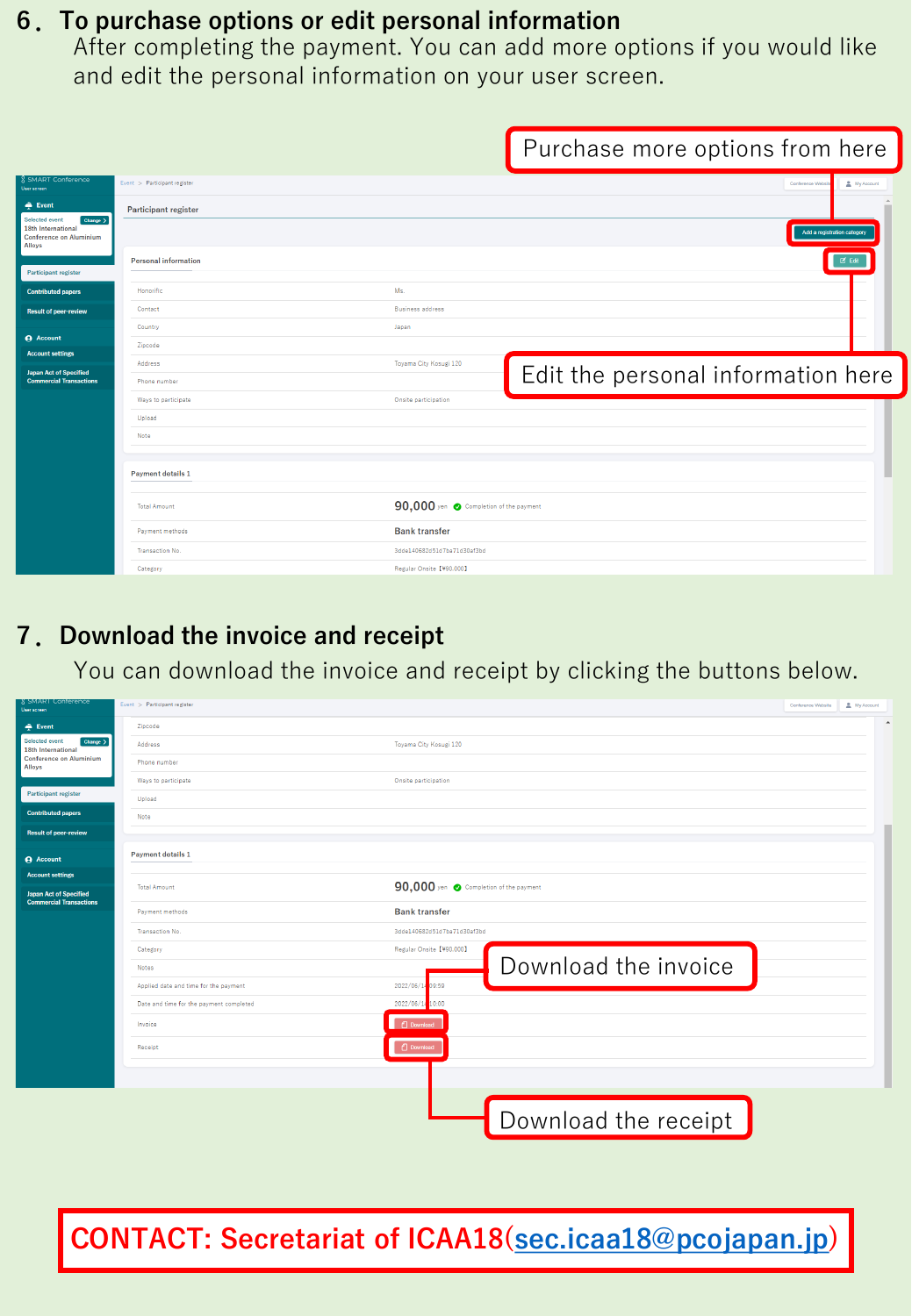## 6. To purchase options or edit personal information

After completing the payment. You can add more options if you would like and edit the personal information on your user screen.

Purchase more options from here

Edit the personal information here

## 7. Download the invoice and receipt

You can download the invoice and receipt by clicking the buttons below.

Download the invoice

Download the receipt

**CONTACT: Secretariat of ICAA18(sec.icaa18@pcojapan.jp)**